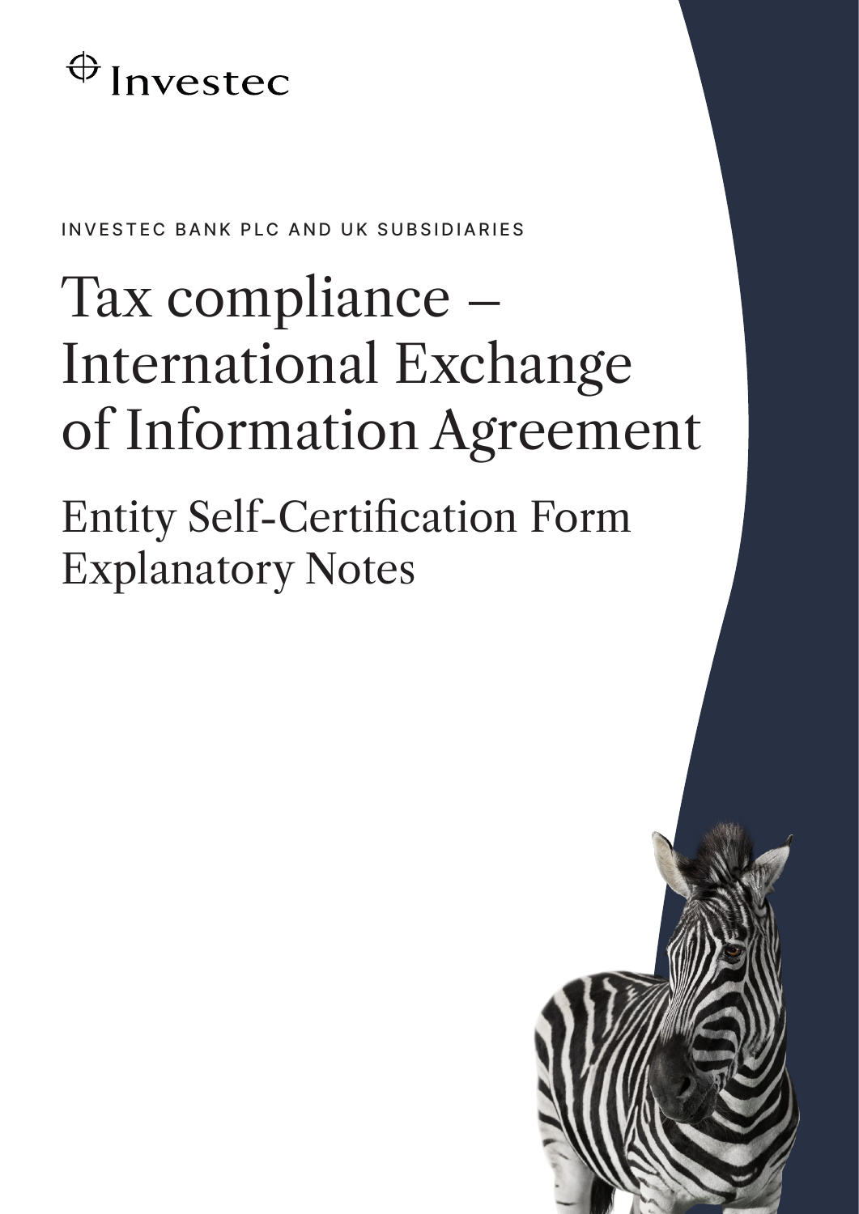Investec

INVESTEC BANK PLC AND UK SUBSIDIARIES

# Tax compliance – International Exchange of Information Agreement

## Entity Self-Certification Form Explanatory Notes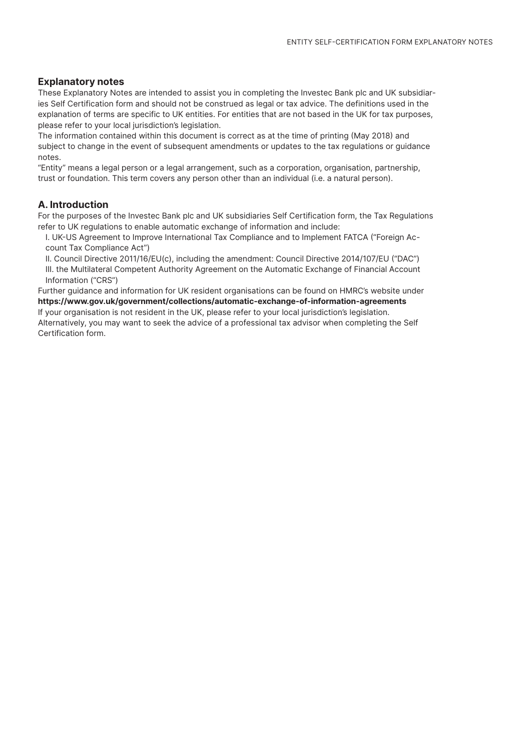## Explanatory notes

These Explanatory Notes are intended to assist you in completing the Investec Bank plc and UK subsidiaries Self Certification form and should not be construed as legal or tax advice. The definitions used in the explanation of terms are specific to UK entities. For entities that are not based in the UK for tax purposes, please refer to your local jurisdiction's legislation.

The information contained within this document is correct as at the time of printing (May 2018) and subject to change in the event of subsequent amendments or updates to the tax regulations or guidance notes.

"Entity" means a legal person or a legal arrangement, such as a corporation, organisation, partnership, trust or foundation. This term covers any person other than an individual (i.e. a natural person).

## A. Introduction

For the purposes of the Investec Bank plc and UK subsidiaries Self Certification form, the Tax Regulations refer to UK regulations to enable automatic exchange of information and include:

I. UK-US Agreement to Improve International Tax Compliance and to Implement FATCA ("Foreign Account Tax Compliance Act")

II. Council Directive 2011/16/EU(c), including the amendment: Council Directive 2014/107/EU ("DAC")

III. the Multilateral Competent Authority Agreement on the Automatic Exchange of Financial Account Information ("CRS")

Further guidance and information for UK resident organisations can be found on HMRC's website under **https://www.gov.uk/government/collections/automatic-exchange-of-information-agreements**

If your organisation is not resident in the UK, please refer to your local jurisdiction's legislation.

Alternatively, you may want to seek the advice of a professional tax advisor when completing the Self Certification form.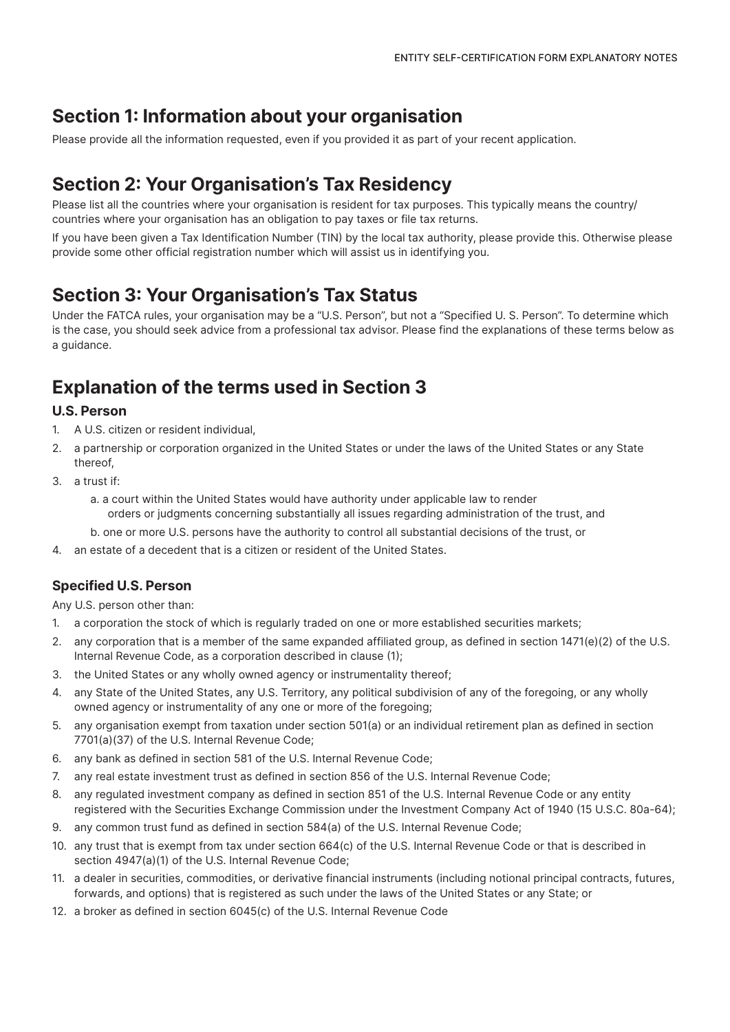## Section 1: Information about your organisation

Please provide all the information requested, even if you provided it as part of your recent application.

## Section 2: Your Organisation's Tax Residency

Please list all the countries where your organisation is resident for tax purposes. This typically means the country/countries where your organisation has an obligation to pay taxes or file tax returns.

If you have been given a Tax Identification Number (TIN) by the local tax authority, please provide this. Otherwise please provide some other official registration number which will assist us in identifying you.

## Section 3: Your Organisation's Tax Status

Under the FATCA rules, your organisation may be a "U.S. Person", but not a "Specified U. S. Person". To determine which is the case, you should seek advice from a professional tax advisor. Please find the explanations of these terms below as a guidance.

## Explanation of the terms used in Section 3

### U.S. Person

1. A U.S. citizen or resident individual,
2. a partnership or corporation organized in the United States or under the laws of the United States or any State thereof,
3. a trust if:
   a. a court within the United States would have authority under applicable law to render orders or judgments concerning substantially all issues regarding administration of the trust, and
   b. one or more U.S. persons have the authority to control all substantial decisions of the trust, or
4. an estate of a decedent that is a citizen or resident of the United States.

### Specified U.S. Person

Any U.S. person other than:

1. a corporation the stock of which is regularly traded on one or more established securities markets;
2. any corporation that is a member of the same expanded affiliated group, as defined in section 1471(e)(2) of the U.S. Internal Revenue Code, as a corporation described in clause (1);
3. the United States or any wholly owned agency or instrumentality thereof;
4. any State of the United States, any U.S. Territory, any political subdivision of any of the foregoing, or any wholly owned agency or instrumentality of any one or more of the foregoing;
5. any organisation exempt from taxation under section 501(a) or an individual retirement plan as defined in section 7701(a)(37) of the U.S. Internal Revenue Code;
6. any bank as defined in section 581 of the U.S. Internal Revenue Code;
7. any real estate investment trust as defined in section 856 of the U.S. Internal Revenue Code;
8. any regulated investment company as defined in section 851 of the U.S. Internal Revenue Code or any entity registered with the Securities Exchange Commission under the Investment Company Act of 1940 (15 U.S.C. 80a-64);
9. any common trust fund as defined in section 584(a) of the U.S. Internal Revenue Code;
10. any trust that is exempt from tax under section 664(c) of the U.S. Internal Revenue Code or that is described in section 4947(a)(1) of the U.S. Internal Revenue Code;
11. a dealer in securities, commodities, or derivative financial instruments (including notional principal contracts, futures, forwards, and options) that is registered as such under the laws of the United States or any State; or
12. a broker as defined in section 6045(c) of the U.S. Internal Revenue Code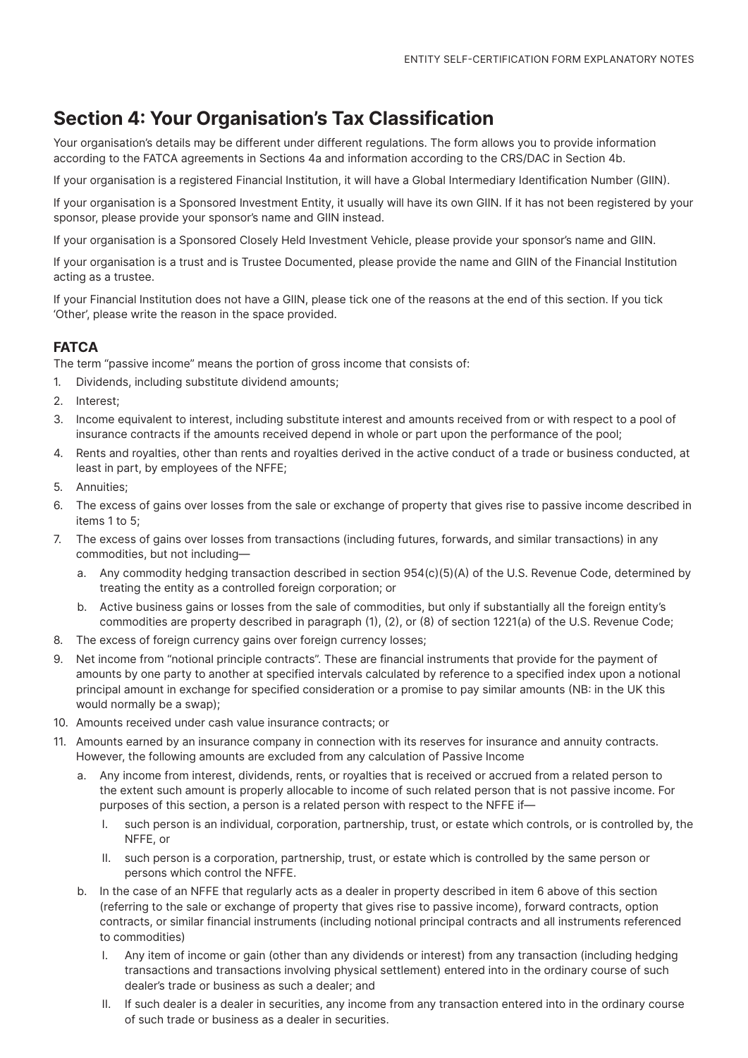## Section 4: Your Organisation's Tax Classification

Your organisation's details may be different under different regulations. The form allows you to provide information according to the FATCA agreements in Sections 4a and information according to the CRS/DAC in Section 4b.

If your organisation is a registered Financial Institution, it will have a Global Intermediary Identification Number (GIIN).

If your organisation is a Sponsored Investment Entity, it usually will have its own GIIN. If it has not been registered by your sponsor, please provide your sponsor's name and GIIN instead.

If your organisation is a Sponsored Closely Held Investment Vehicle, please provide your sponsor's name and GIIN.

If your organisation is a trust and is Trustee Documented, please provide the name and GIIN of the Financial Institution acting as a trustee.

If your Financial Institution does not have a GIIN, please tick one of the reasons at the end of this section. If you tick 'Other', please write the reason in the space provided.

### FATCA

The term "passive income" means the portion of gross income that consists of:

1. Dividends, including substitute dividend amounts;
2. Interest;
3. Income equivalent to interest, including substitute interest and amounts received from or with respect to a pool of insurance contracts if the amounts received depend in whole or part upon the performance of the pool;
4. Rents and royalties, other than rents and royalties derived in the active conduct of a trade or business conducted, at least in part, by employees of the NFFE;
5. Annuities;
6. The excess of gains over losses from the sale or exchange of property that gives rise to passive income described in items 1 to 5;
7. The excess of gains over losses from transactions (including futures, forwards, and similar transactions) in any commodities, but not including—
   a. Any commodity hedging transaction described in section 954(c)(5)(A) of the U.S. Revenue Code, determined by treating the entity as a controlled foreign corporation; or
   b. Active business gains or losses from the sale of commodities, but only if substantially all the foreign entity's commodities are property described in paragraph (1), (2), or (8) of section 1221(a) of the U.S. Revenue Code;
8. The excess of foreign currency gains over foreign currency losses;
9. Net income from "notional principle contracts". These are financial instruments that provide for the payment of amounts by one party to another at specified intervals calculated by reference to a specified index upon a notional principal amount in exchange for specified consideration or a promise to pay similar amounts (NB: in the UK this would normally be a swap);
10. Amounts received under cash value insurance contracts; or
11. Amounts earned by an insurance company in connection with its reserves for insurance and annuity contracts. However, the following amounts are excluded from any calculation of Passive Income
    a. Any income from interest, dividends, rents, or royalties that is received or accrued from a related person to the extent such amount is properly allocable to income of such related person that is not passive income. For purposes of this section, a person is a related person with respect to the NFFE if—
       I. such person is an individual, corporation, partnership, trust, or estate which controls, or is controlled by, the NFFE, or
       II. such person is a corporation, partnership, trust, or estate which is controlled by the same person or persons which control the NFFE.
    b. In the case of an NFFE that regularly acts as a dealer in property described in item 6 above of this section (referring to the sale or exchange of property that gives rise to passive income), forward contracts, option contracts, or similar financial instruments (including notional principal contracts and all instruments referenced to commodities)
       I. Any item of income or gain (other than any dividends or interest) from any transaction (including hedging transactions and transactions involving physical settlement) entered into in the ordinary course of such dealer's trade or business as such a dealer; and
       II. If such dealer is a dealer in securities, any income from any transaction entered into in the ordinary course of such trade or business as a dealer in securities.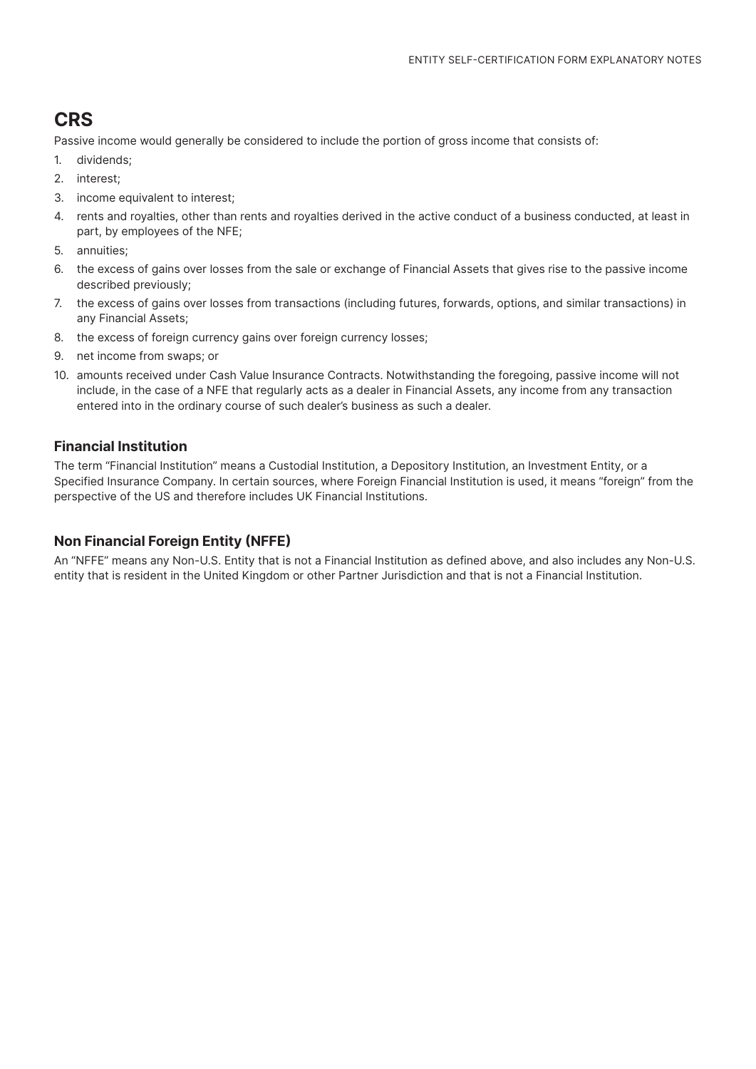## CRS

Passive income would generally be considered to include the portion of gross income that consists of:

1. dividends;
2. interest;
3. income equivalent to interest;
4. rents and royalties, other than rents and royalties derived in the active conduct of a business conducted, at least in part, by employees of the NFE;
5. annuities;
6. the excess of gains over losses from the sale or exchange of Financial Assets that gives rise to the passive income described previously;
7. the excess of gains over losses from transactions (including futures, forwards, options, and similar transactions) in any Financial Assets;
8. the excess of foreign currency gains over foreign currency losses;
9. net income from swaps; or
10. amounts received under Cash Value Insurance Contracts. Notwithstanding the foregoing, passive income will not include, in the case of a NFE that regularly acts as a dealer in Financial Assets, any income from any transaction entered into in the ordinary course of such dealer's business as such a dealer.

### Financial Institution

The term "Financial Institution" means a Custodial Institution, a Depository Institution, an Investment Entity, or a Specified Insurance Company. In certain sources, where Foreign Financial Institution is used, it means "foreign" from the perspective of the US and therefore includes UK Financial Institutions.

### Non Financial Foreign Entity (NFFE)

An "NFFE" means any Non-U.S. Entity that is not a Financial Institution as defined above, and also includes any Non-U.S. entity that is resident in the United Kingdom or other Partner Jurisdiction and that is not a Financial Institution.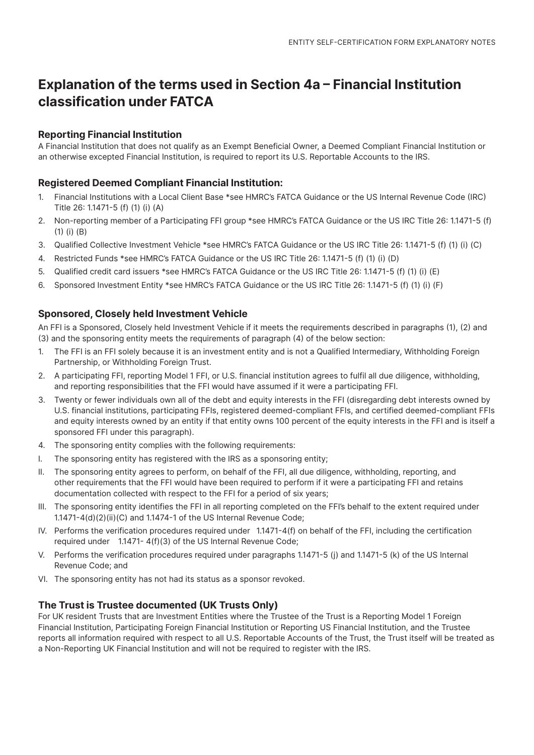# Explanation of the terms used in Section 4a – Financial Institution classification under FATCA

### Reporting Financial Institution

A Financial Institution that does not qualify as an Exempt Beneficial Owner, a Deemed Compliant Financial Institution or an otherwise excepted Financial Institution, is required to report its U.S. Reportable Accounts to the IRS.

### Registered Deemed Compliant Financial Institution:

1. Financial Institutions with a Local Client Base *see HMRC's FATCA Guidance or the US Internal Revenue Code (IRC) Title 26: 1.1471-5 (f) (1) (i) (A)
2. Non-reporting member of a Participating FFI group *see HMRC's FATCA Guidance or the US IRC Title 26: 1.1471-5 (f) (1) (i) (B)
3. Qualified Collective Investment Vehicle *see HMRC's FATCA Guidance or the US IRC Title 26: 1.1471-5 (f) (1) (i) (C)
4. Restricted Funds *see HMRC's FATCA Guidance or the US IRC Title 26: 1.1471-5 (f) (1) (i) (D)
5. Qualified credit card issuers *see HMRC's FATCA Guidance or the US IRC Title 26: 1.1471-5 (f) (1) (i) (E)
6. Sponsored Investment Entity *see HMRC's FATCA Guidance or the US IRC Title 26: 1.1471-5 (f) (1) (i) (F)

### Sponsored, Closely held Investment Vehicle

An FFI is a Sponsored, Closely held Investment Vehicle if it meets the requirements described in paragraphs (1), (2) and (3) and the sponsoring entity meets the requirements of paragraph (4) of the below section:

1. The FFI is an FFI solely because it is an investment entity and is not a Qualified Intermediary, Withholding Foreign Partnership, or Withholding Foreign Trust.
2. A participating FFI, reporting Model 1 FFI, or U.S. financial institution agrees to fulfil all due diligence, withholding, and reporting responsibilities that the FFI would have assumed if it were a participating FFI.
3. Twenty or fewer individuals own all of the debt and equity interests in the FFI (disregarding debt interests owned by U.S. financial institutions, participating FFIs, registered deemed-compliant FFIs, and certified deemed-compliant FFIs and equity interests owned by an entity if that entity owns 100 percent of the equity interests in the FFI and is itself a sponsored FFI under this paragraph).
4. The sponsoring entity complies with the following requirements:

I. The sponsoring entity has registered with the IRS as a sponsoring entity;

II. The sponsoring entity agrees to perform, on behalf of the FFI, all due diligence, withholding, reporting, and other requirements that the FFI would have been required to perform if it were a participating FFI and retains documentation collected with respect to the FFI for a period of six years;

III. The sponsoring entity identifies the FFI in all reporting completed on the FFI's behalf to the extent required under 1.1471-4(d)(2)(ii)(C) and 1.1474-1 of the US Internal Revenue Code;

IV. Performs the verification procedures required under 1.1471-4(f) on behalf of the FFI, including the certification required under 1.1471- 4(f)(3) of the US Internal Revenue Code;

V. Performs the verification procedures required under paragraphs 1.1471-5 (j) and 1.1471-5 (k) of the US Internal Revenue Code; and

VI. The sponsoring entity has not had its status as a sponsor revoked.

### The Trust is Trustee documented (UK Trusts Only)

For UK resident Trusts that are Investment Entities where the Trustee of the Trust is a Reporting Model 1 Foreign Financial Institution, Participating Foreign Financial Institution or Reporting US Financial Institution, and the Trustee reports all information required with respect to all U.S. Reportable Accounts of the Trust, the Trust itself will be treated as a Non-Reporting UK Financial Institution and will not be required to register with the IRS.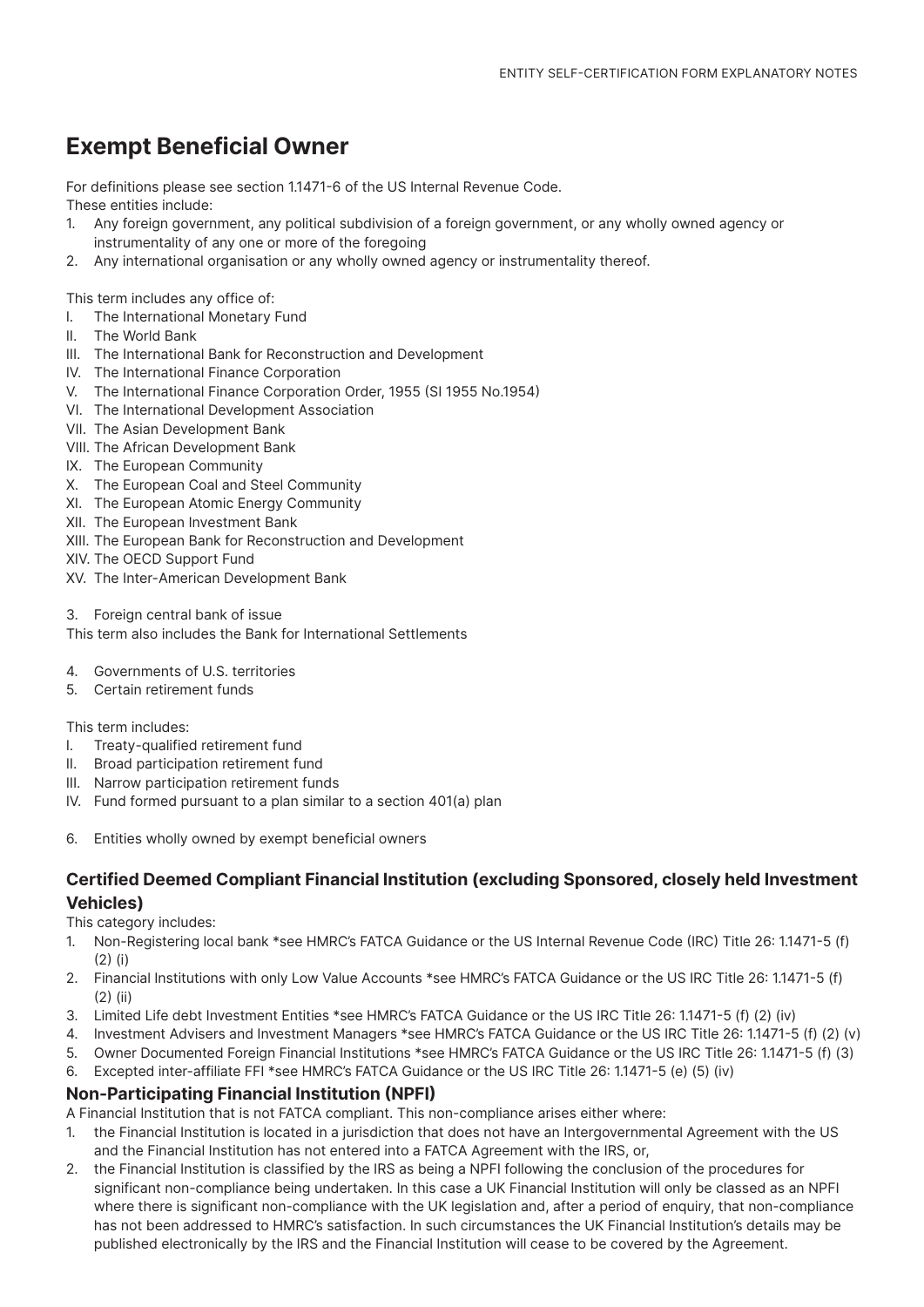# Exempt Beneficial Owner

For definitions please see section 1.1471-6 of the US Internal Revenue Code.
These entities include:

1. Any foreign government, any political subdivision of a foreign government, or any wholly owned agency or instrumentality of any one or more of the foregoing
2. Any international organisation or any wholly owned agency or instrumentality thereof.

This term includes any office of:

I. The International Monetary Fund
II. The World Bank
III. The International Bank for Reconstruction and Development
IV. The International Finance Corporation
V. The International Finance Corporation Order, 1955 (SI 1955 No.1954)
VI. The International Development Association
VII. The Asian Development Bank
VIII. The African Development Bank
IX. The European Community
X. The European Coal and Steel Community
XI. The European Atomic Energy Community
XII. The European Investment Bank
XIII. The European Bank for Reconstruction and Development
XIV. The OECD Support Fund
XV. The Inter-American Development Bank

3. Foreign central bank of issue

This term also includes the Bank for International Settlements

4. Governments of U.S. territories
5. Certain retirement funds

This term includes:

I. Treaty-qualified retirement fund
II. Broad participation retirement fund
III. Narrow participation retirement funds
IV. Fund formed pursuant to a plan similar to a section 401(a) plan

6. Entities wholly owned by exempt beneficial owners

### Certified Deemed Compliant Financial Institution (excluding Sponsored, closely held Investment Vehicles)

This category includes:

1. Non-Registering local bank *see HMRC's FATCA Guidance or the US Internal Revenue Code (IRC) Title 26: 1.1471-5 (f) (2) (i)
2. Financial Institutions with only Low Value Accounts *see HMRC's FATCA Guidance or the US IRC Title 26: 1.1471-5 (f) (2) (ii)
3. Limited Life debt Investment Entities *see HMRC's FATCA Guidance or the US IRC Title 26: 1.1471-5 (f) (2) (iv)
4. Investment Advisers and Investment Managers *see HMRC's FATCA Guidance or the US IRC Title 26: 1.1471-5 (f) (2) (v)
5. Owner Documented Foreign Financial Institutions *see HMRC's FATCA Guidance or the US IRC Title 26: 1.1471-5 (f) (3)
6. Excepted inter-affiliate FFI *see HMRC's FATCA Guidance or the US IRC Title 26: 1.1471-5 (e) (5) (iv)

### Non-Participating Financial Institution (NPFI)

A Financial Institution that is not FATCA compliant. This non-compliance arises either where:

1. the Financial Institution is located in a jurisdiction that does not have an Intergovernmental Agreement with the US and the Financial Institution has not entered into a FATCA Agreement with the IRS, or,
2. the Financial Institution is classified by the IRS as being a NPFI following the conclusion of the procedures for significant non-compliance being undertaken. In this case a UK Financial Institution will only be classed as an NPFI where there is significant non-compliance with the UK legislation and, after a period of enquiry, that non-compliance has not been addressed to HMRC's satisfaction. In such circumstances the UK Financial Institution's details may be published electronically by the IRS and the Financial Institution will cease to be covered by the Agreement.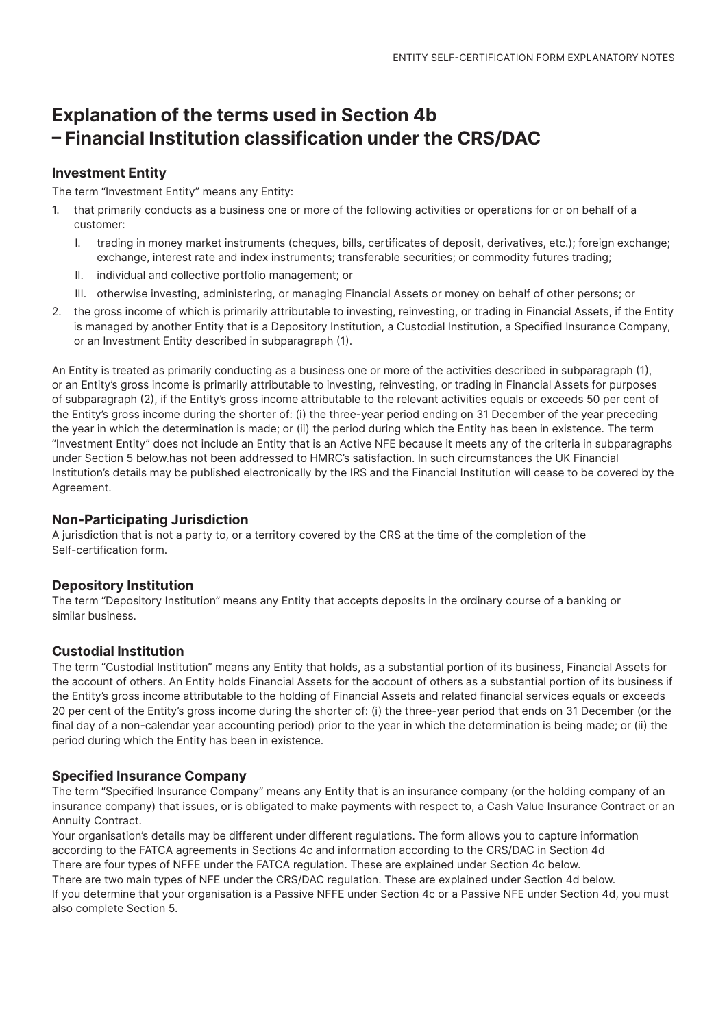# Explanation of the terms used in Section 4b – Financial Institution classification under the CRS/DAC

### Investment Entity

The term "Investment Entity" means any Entity:

1. that primarily conducts as a business one or more of the following activities or operations for or on behalf of a customer:
   - I. trading in money market instruments (cheques, bills, certificates of deposit, derivatives, etc.); foreign exchange; exchange, interest rate and index instruments; transferable securities; or commodity futures trading;
   - II. individual and collective portfolio management; or
   - III. otherwise investing, administering, or managing Financial Assets or money on behalf of other persons; or
2. the gross income of which is primarily attributable to investing, reinvesting, or trading in Financial Assets, if the Entity is managed by another Entity that is a Depository Institution, a Custodial Institution, a Specified Insurance Company, or an Investment Entity described in subparagraph (1).

An Entity is treated as primarily conducting as a business one or more of the activities described in subparagraph (1), or an Entity's gross income is primarily attributable to investing, reinvesting, or trading in Financial Assets for purposes of subparagraph (2), if the Entity's gross income attributable to the relevant activities equals or exceeds 50 per cent of the Entity's gross income during the shorter of: (i) the three-year period ending on 31 December of the year preceding the year in which the determination is made; or (ii) the period during which the Entity has been in existence. The term "Investment Entity" does not include an Entity that is an Active NFE because it meets any of the criteria in subparagraphs under Section 5 below.has not been addressed to HMRC's satisfaction. In such circumstances the UK Financial Institution's details may be published electronically by the IRS and the Financial Institution will cease to be covered by the Agreement.

### Non-Participating Jurisdiction

A jurisdiction that is not a party to, or a territory covered by the CRS at the time of the completion of the Self-certification form.

### Depository Institution

The term "Depository Institution" means any Entity that accepts deposits in the ordinary course of a banking or similar business.

### Custodial Institution

The term "Custodial Institution" means any Entity that holds, as a substantial portion of its business, Financial Assets for the account of others. An Entity holds Financial Assets for the account of others as a substantial portion of its business if the Entity's gross income attributable to the holding of Financial Assets and related financial services equals or exceeds 20 per cent of the Entity's gross income during the shorter of: (i) the three-year period that ends on 31 December (or the final day of a non-calendar year accounting period) prior to the year in which the determination is being made; or (ii) the period during which the Entity has been in existence.

### Specified Insurance Company

The term "Specified Insurance Company" means any Entity that is an insurance company (or the holding company of an insurance company) that issues, or is obligated to make payments with respect to, a Cash Value Insurance Contract or an Annuity Contract.

Your organisation's details may be different under different regulations. The form allows you to capture information according to the FATCA agreements in Sections 4c and information according to the CRS/DAC in Section 4d

There are four types of NFFE under the FATCA regulation. These are explained under Section 4c below.

There are two main types of NFE under the CRS/DAC regulation. These are explained under Section 4d below.

If you determine that your organisation is a Passive NFFE under Section 4c or a Passive NFE under Section 4d, you must also complete Section 5.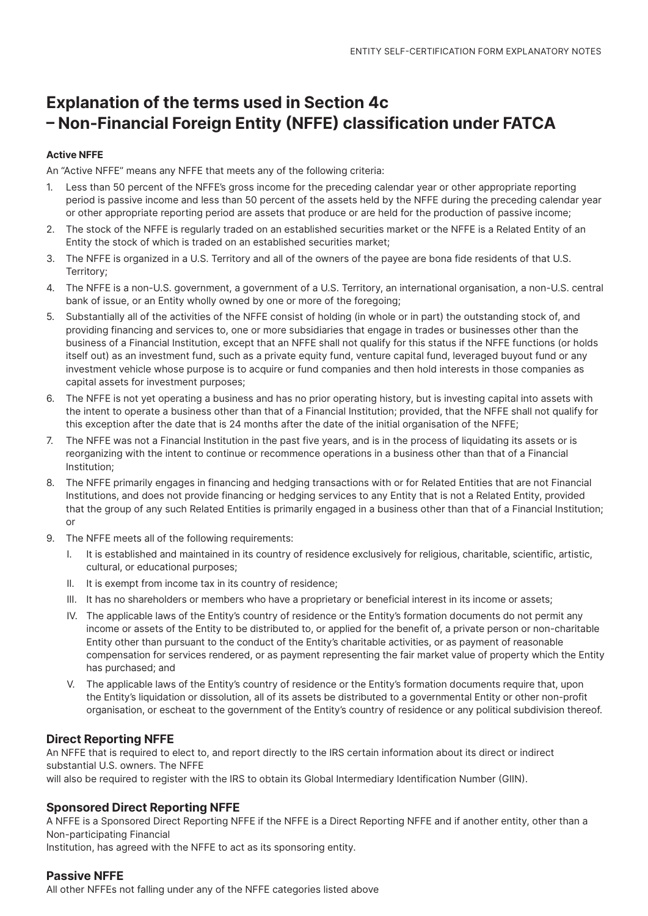# Explanation of the terms used in Section 4c – Non-Financial Foreign Entity (NFFE) classification under FATCA

**Active NFFE**

An "Active NFFE" means any NFFE that meets any of the following criteria:

1. Less than 50 percent of the NFFE's gross income for the preceding calendar year or other appropriate reporting period is passive income and less than 50 percent of the assets held by the NFFE during the preceding calendar year or other appropriate reporting period are assets that produce or are held for the production of passive income;
2. The stock of the NFFE is regularly traded on an established securities market or the NFFE is a Related Entity of an Entity the stock of which is traded on an established securities market;
3. The NFFE is organized in a U.S. Territory and all of the owners of the payee are bona fide residents of that U.S. Territory;
4. The NFFE is a non-U.S. government, a government of a U.S. Territory, an international organisation, a non-U.S. central bank of issue, or an Entity wholly owned by one or more of the foregoing;
5. Substantially all of the activities of the NFFE consist of holding (in whole or in part) the outstanding stock of, and providing financing and services to, one or more subsidiaries that engage in trades or businesses other than the business of a Financial Institution, except that an NFFE shall not qualify for this status if the NFFE functions (or holds itself out) as an investment fund, such as a private equity fund, venture capital fund, leveraged buyout fund or any investment vehicle whose purpose is to acquire or fund companies and then hold interests in those companies as capital assets for investment purposes;
6. The NFFE is not yet operating a business and has no prior operating history, but is investing capital into assets with the intent to operate a business other than that of a Financial Institution; provided, that the NFFE shall not qualify for this exception after the date that is 24 months after the date of the initial organisation of the NFFE;
7. The NFFE was not a Financial Institution in the past five years, and is in the process of liquidating its assets or is reorganizing with the intent to continue or recommence operations in a business other than that of a Financial Institution;
8. The NFFE primarily engages in financing and hedging transactions with or for Related Entities that are not Financial Institutions, and does not provide financing or hedging services to any Entity that is not a Related Entity, provided that the group of any such Related Entities is primarily engaged in a business other than that of a Financial Institution; or
9. The NFFE meets all of the following requirements:
   - I. It is established and maintained in its country of residence exclusively for religious, charitable, scientific, artistic, cultural, or educational purposes;
   - II. It is exempt from income tax in its country of residence;
   - III. It has no shareholders or members who have a proprietary or beneficial interest in its income or assets;
   - IV. The applicable laws of the Entity's country of residence or the Entity's formation documents do not permit any income or assets of the Entity to be distributed to, or applied for the benefit of, a private person or non-charitable Entity other than pursuant to the conduct of the Entity's charitable activities, or as payment of reasonable compensation for services rendered, or as payment representing the fair market value of property which the Entity has purchased; and
   - V. The applicable laws of the Entity's country of residence or the Entity's formation documents require that, upon the Entity's liquidation or dissolution, all of its assets be distributed to a governmental Entity or other non-profit organisation, or escheat to the government of the Entity's country of residence or any political subdivision thereof.

## Direct Reporting NFFE

An NFFE that is required to elect to, and report directly to the IRS certain information about its direct or indirect substantial U.S. owners. The NFFE will also be required to register with the IRS to obtain its Global Intermediary Identification Number (GIIN).

## Sponsored Direct Reporting NFFE

A NFFE is a Sponsored Direct Reporting NFFE if the NFFE is a Direct Reporting NFFE and if another entity, other than a Non-participating Financial Institution, has agreed with the NFFE to act as its sponsoring entity.

## Passive NFFE

All other NFFEs not falling under any of the NFFE categories listed above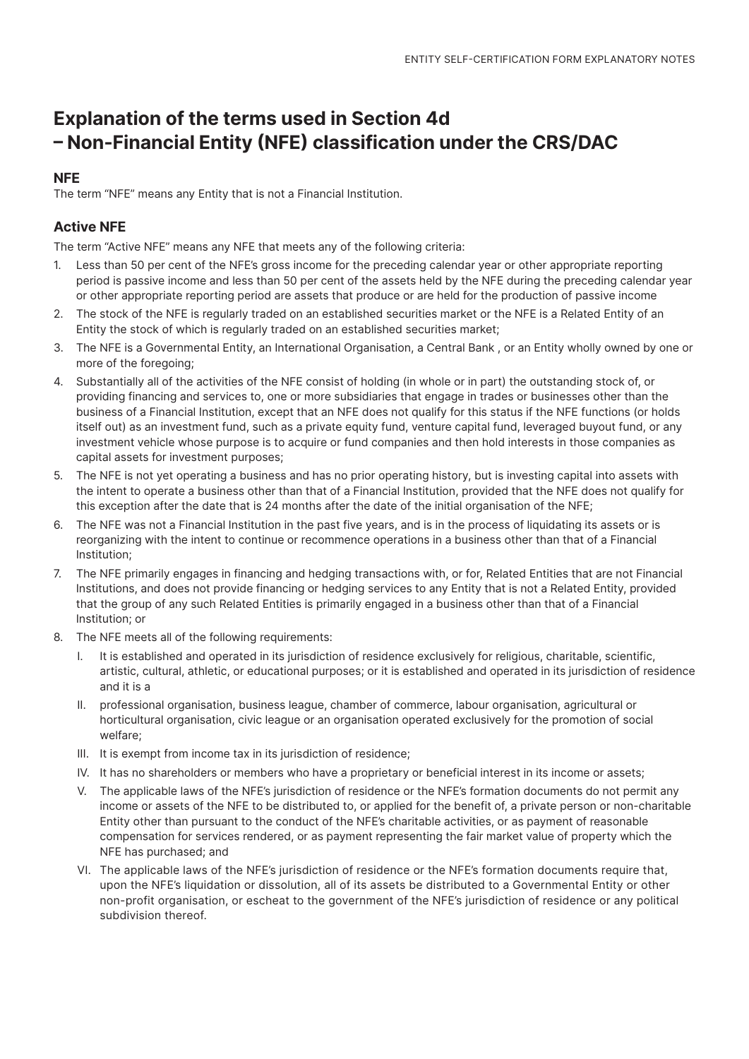# Explanation of the terms used in Section 4d – Non-Financial Entity (NFE) classification under the CRS/DAC

### NFE

The term "NFE" means any Entity that is not a Financial Institution.

### Active NFE

The term "Active NFE" means any NFE that meets any of the following criteria:

1. Less than 50 per cent of the NFE's gross income for the preceding calendar year or other appropriate reporting period is passive income and less than 50 per cent of the assets held by the NFE during the preceding calendar year or other appropriate reporting period are assets that produce or are held for the production of passive income
2. The stock of the NFE is regularly traded on an established securities market or the NFE is a Related Entity of an Entity the stock of which is regularly traded on an established securities market;
3. The NFE is a Governmental Entity, an International Organisation, a Central Bank , or an Entity wholly owned by one or more of the foregoing;
4. Substantially all of the activities of the NFE consist of holding (in whole or in part) the outstanding stock of, or providing financing and services to, one or more subsidiaries that engage in trades or businesses other than the business of a Financial Institution, except that an NFE does not qualify for this status if the NFE functions (or holds itself out) as an investment fund, such as a private equity fund, venture capital fund, leveraged buyout fund, or any investment vehicle whose purpose is to acquire or fund companies and then hold interests in those companies as capital assets for investment purposes;
5. The NFE is not yet operating a business and has no prior operating history, but is investing capital into assets with the intent to operate a business other than that of a Financial Institution, provided that the NFE does not qualify for this exception after the date that is 24 months after the date of the initial organisation of the NFE;
6. The NFE was not a Financial Institution in the past five years, and is in the process of liquidating its assets or is reorganizing with the intent to continue or recommence operations in a business other than that of a Financial Institution;
7. The NFE primarily engages in financing and hedging transactions with, or for, Related Entities that are not Financial Institutions, and does not provide financing or hedging services to any Entity that is not a Related Entity, provided that the group of any such Related Entities is primarily engaged in a business other than that of a Financial Institution; or
8. The NFE meets all of the following requirements:
   I. It is established and operated in its jurisdiction of residence exclusively for religious, charitable, scientific, artistic, cultural, athletic, or educational purposes; or it is established and operated in its jurisdiction of residence and it is a
   II. professional organisation, business league, chamber of commerce, labour organisation, agricultural or horticultural organisation, civic league or an organisation operated exclusively for the promotion of social welfare;
   III. It is exempt from income tax in its jurisdiction of residence;
   IV. It has no shareholders or members who have a proprietary or beneficial interest in its income or assets;
   V. The applicable laws of the NFE's jurisdiction of residence or the NFE's formation documents do not permit any income or assets of the NFE to be distributed to, or applied for the benefit of, a private person or non-charitable Entity other than pursuant to the conduct of the NFE's charitable activities, or as payment of reasonable compensation for services rendered, or as payment representing the fair market value of property which the NFE has purchased; and
   VI. The applicable laws of the NFE's jurisdiction of residence or the NFE's formation documents require that, upon the NFE's liquidation or dissolution, all of its assets be distributed to a Governmental Entity or other non-profit organisation, or escheat to the government of the NFE's jurisdiction of residence or any political subdivision thereof.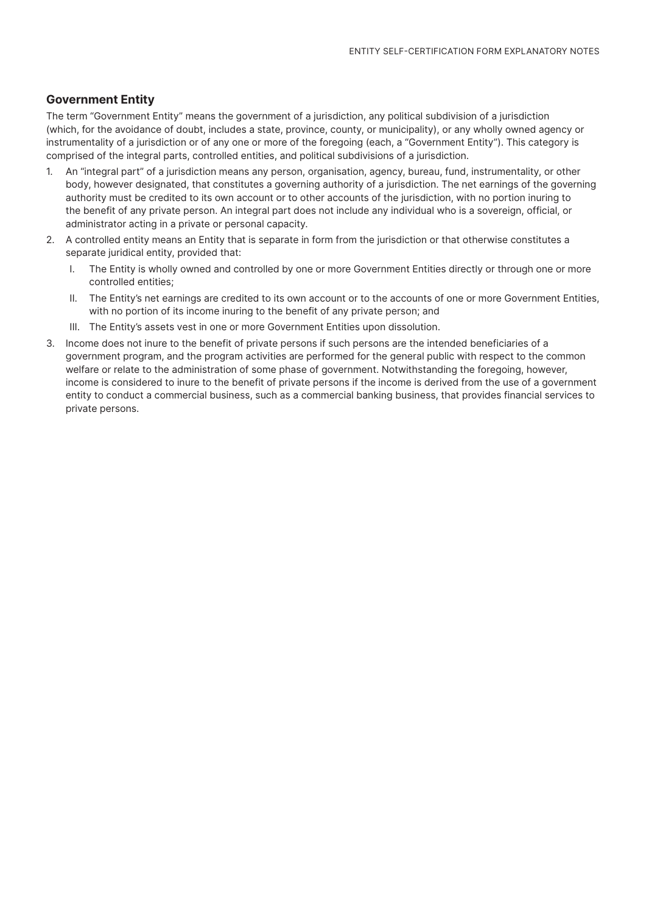## Government Entity

The term "Government Entity" means the government of a jurisdiction, any political subdivision of a jurisdiction (which, for the avoidance of doubt, includes a state, province, county, or municipality), or any wholly owned agency or instrumentality of a jurisdiction or of any one or more of the foregoing (each, a "Government Entity"). This category is comprised of the integral parts, controlled entities, and political subdivisions of a jurisdiction.

1. An "integral part" of a jurisdiction means any person, organisation, agency, bureau, fund, instrumentality, or other body, however designated, that constitutes a governing authority of a jurisdiction. The net earnings of the governing authority must be credited to its own account or to other accounts of the jurisdiction, with no portion inuring to the benefit of any private person. An integral part does not include any individual who is a sovereign, official, or administrator acting in a private or personal capacity.
2. A controlled entity means an Entity that is separate in form from the jurisdiction or that otherwise constitutes a separate juridical entity, provided that:
   I. The Entity is wholly owned and controlled by one or more Government Entities directly or through one or more controlled entities;
   II. The Entity's net earnings are credited to its own account or to the accounts of one or more Government Entities, with no portion of its income inuring to the benefit of any private person; and
   III. The Entity's assets vest in one or more Government Entities upon dissolution.
3. Income does not inure to the benefit of private persons if such persons are the intended beneficiaries of a government program, and the program activities are performed for the general public with respect to the common welfare or relate to the administration of some phase of government. Notwithstanding the foregoing, however, income is considered to inure to the benefit of private persons if the income is derived from the use of a government entity to conduct a commercial business, such as a commercial banking business, that provides financial services to private persons.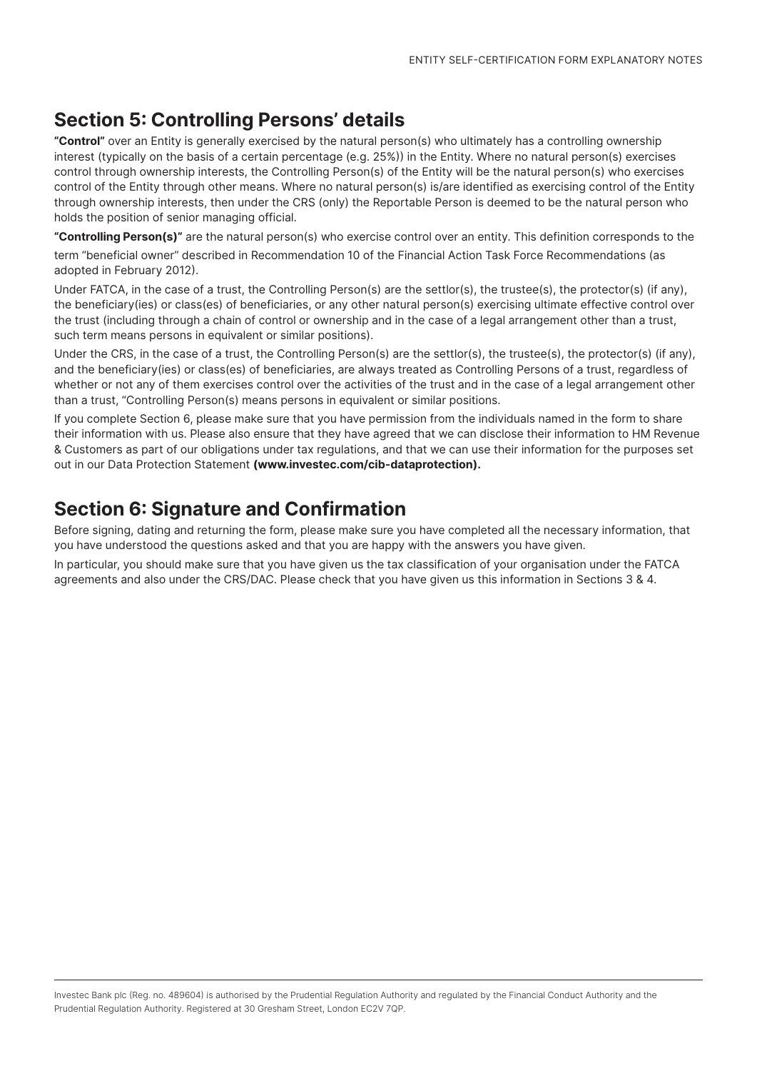## Section 5: Controlling Persons' details

**"Control"** over an Entity is generally exercised by the natural person(s) who ultimately has a controlling ownership interest (typically on the basis of a certain percentage (e.g. 25%)) in the Entity. Where no natural person(s) exercises control through ownership interests, the Controlling Person(s) of the Entity will be the natural person(s) who exercises control of the Entity through other means. Where no natural person(s) is/are identified as exercising control of the Entity through ownership interests, then under the CRS (only) the Reportable Person is deemed to be the natural person who holds the position of senior managing official.

**"Controlling Person(s)"** are the natural person(s) who exercise control over an entity. This definition corresponds to the term "beneficial owner" described in Recommendation 10 of the Financial Action Task Force Recommendations (as adopted in February 2012).

Under FATCA, in the case of a trust, the Controlling Person(s) are the settlor(s), the trustee(s), the protector(s) (if any), the beneficiary(ies) or class(es) of beneficiaries, or any other natural person(s) exercising ultimate effective control over the trust (including through a chain of control or ownership and in the case of a legal arrangement other than a trust, such term means persons in equivalent or similar positions).

Under the CRS, in the case of a trust, the Controlling Person(s) are the settlor(s), the trustee(s), the protector(s) (if any), and the beneficiary(ies) or class(es) of beneficiaries, are always treated as Controlling Persons of a trust, regardless of whether or not any of them exercises control over the activities of the trust and in the case of a legal arrangement other than a trust, "Controlling Person(s) means persons in equivalent or similar positions.

If you complete Section 6, please make sure that you have permission from the individuals named in the form to share their information with us. Please also ensure that they have agreed that we can disclose their information to HM Revenue & Customers as part of our obligations under tax regulations, and that we can use their information for the purposes set out in our Data Protection Statement **(www.investec.com/cib-dataprotection).**

## Section 6: Signature and Confirmation

Before signing, dating and returning the form, please make sure you have completed all the necessary information, that you have understood the questions asked and that you are happy with the answers you have given.

In particular, you should make sure that you have given us the tax classification of your organisation under the FATCA agreements and also under the CRS/DAC. Please check that you have given us this information in Sections 3 & 4.

Investec Bank plc (Reg. no. 489604) is authorised by the Prudential Regulation Authority and regulated by the Financial Conduct Authority and the Prudential Regulation Authority. Registered at 30 Gresham Street, London EC2V 7QP.